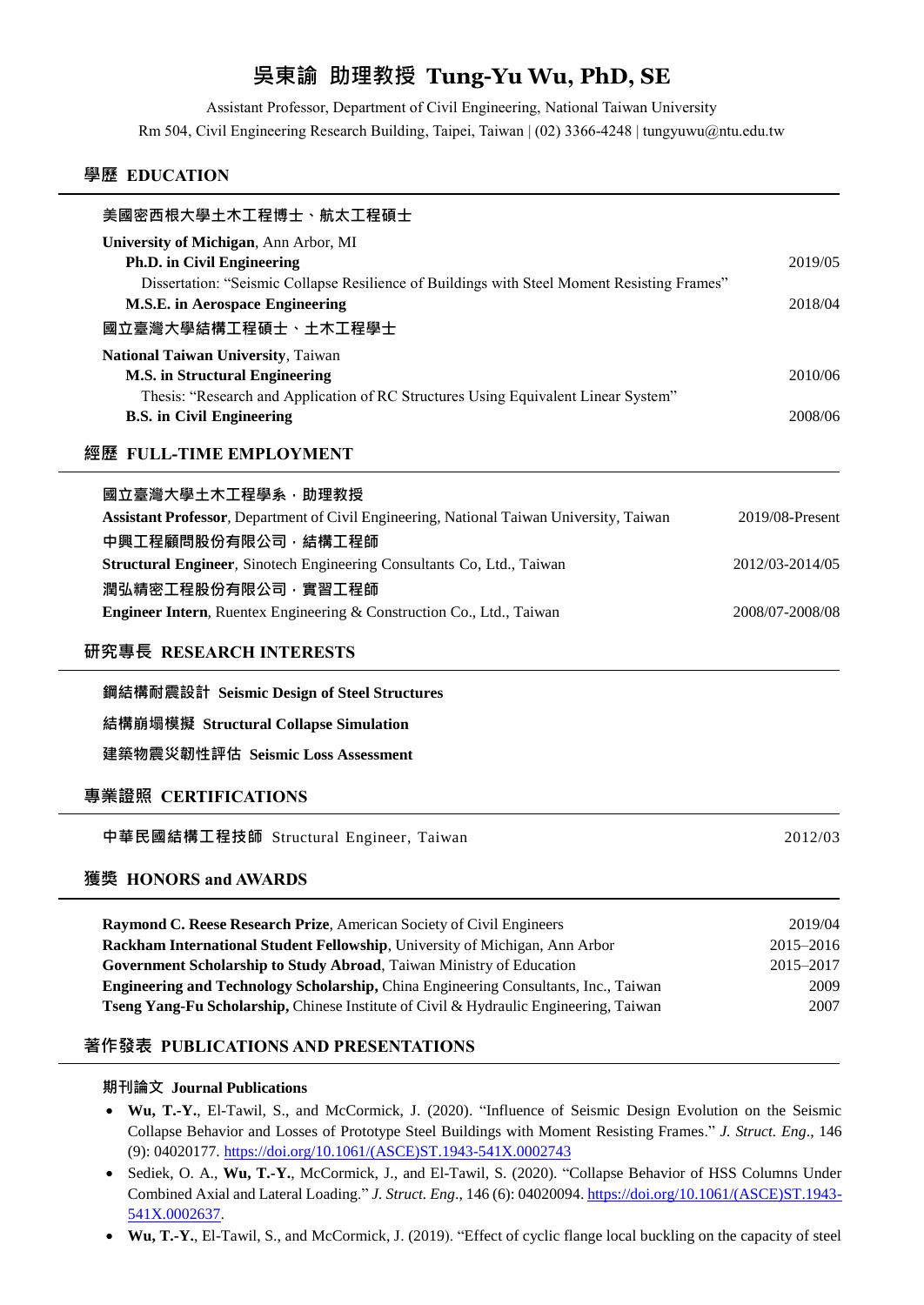# 吳東諭 助理教授 Tung-Yu Wu, PhD, SE

Assistant Professor, Department of Civil Engineering, National Taiwan University

Rm 504, Civil Engineering Research Building, Taipei, Taiwan | (02) 3366-4248 | tungyuwu@ntu.edu.tw

## 學歷 EDUCATION

**美國密西根大學土木工程博士、航太工程碩士**

**University of Michigan**, Ann Arbor, MI

- **Ph.D. in Civil Engineering** — 2019/05
  - Dissertation: "Seismic Collapse Resilience of Buildings with Steel Moment Resisting Frames"
- **M.S.E. in Aerospace Engineering** — 2018/04

**國立臺灣大學結構工程碩士、土木工程學士**

**National Taiwan University**, Taiwan

- **M.S. in Structural Engineering** — 2010/06
  - Thesis: "Research and Application of RC Structures Using Equivalent Linear System"
- **B.S. in Civil Engineering** — 2008/06

## 經歷 FULL-TIME EMPLOYMENT

**國立臺灣大學土木工程學系，助理教授**

**Assistant Professor**, Department of Civil Engineering, National Taiwan University, Taiwan — 2019/08-Present

**中興工程顧問股份有限公司，結構工程師**

**Structural Engineer**, Sinotech Engineering Consultants Co, Ltd., Taiwan — 2012/03-2014/05

**潤弘精密工程股份有限公司，實習工程師**

**Engineer Intern**, Ruentex Engineering & Construction Co., Ltd., Taiwan — 2008/07-2008/08

## 研究專長 RESEARCH INTERESTS

**鋼結構耐震設計 Seismic Design of Steel Structures**

**結構崩塌模擬 Structural Collapse Simulation**

**建築物震災韌性評估 Seismic Loss Assessment**

## 專業證照 CERTIFICATIONS

**中華民國結構工程技師** Structural Engineer, Taiwan — 2012/03

## 獲獎 HONORS and AWARDS

| | |
|---|---|
| **Raymond C. Reese Research Prize**, American Society of Civil Engineers | 2019/04 |
| **Rackham International Student Fellowship**, University of Michigan, Ann Arbor | 2015–2016 |
| **Government Scholarship to Study Abroad**, Taiwan Ministry of Education | 2015–2017 |
| **Engineering and Technology Scholarship,** China Engineering Consultants, Inc., Taiwan | 2009 |
| **Tseng Yang-Fu Scholarship,** Chinese Institute of Civil & Hydraulic Engineering, Taiwan | 2007 |

## 著作發表 PUBLICATIONS AND PRESENTATIONS

**期刊論文 Journal Publications**

- **Wu, T.-Y.**, El-Tawil, S., and McCormick, J. (2020). "Influence of Seismic Design Evolution on the Seismic Collapse Behavior and Losses of Prototype Steel Buildings with Moment Resisting Frames." *J. Struct. Eng*., 146 (9): 04020177. https://doi.org/10.1061/(ASCE)ST.1943-541X.0002743
- Sediek, O. A., **Wu, T.-Y.**, McCormick, J., and El-Tawil, S. (2020). "Collapse Behavior of HSS Columns Under Combined Axial and Lateral Loading." *J. Struct. Eng*., 146 (6): 04020094. https://doi.org/10.1061/(ASCE)ST.1943-541X.0002637.
- **Wu, T.-Y.**, El-Tawil, S., and McCormick, J. (2019). "Effect of cyclic flange local buckling on the capacity of steel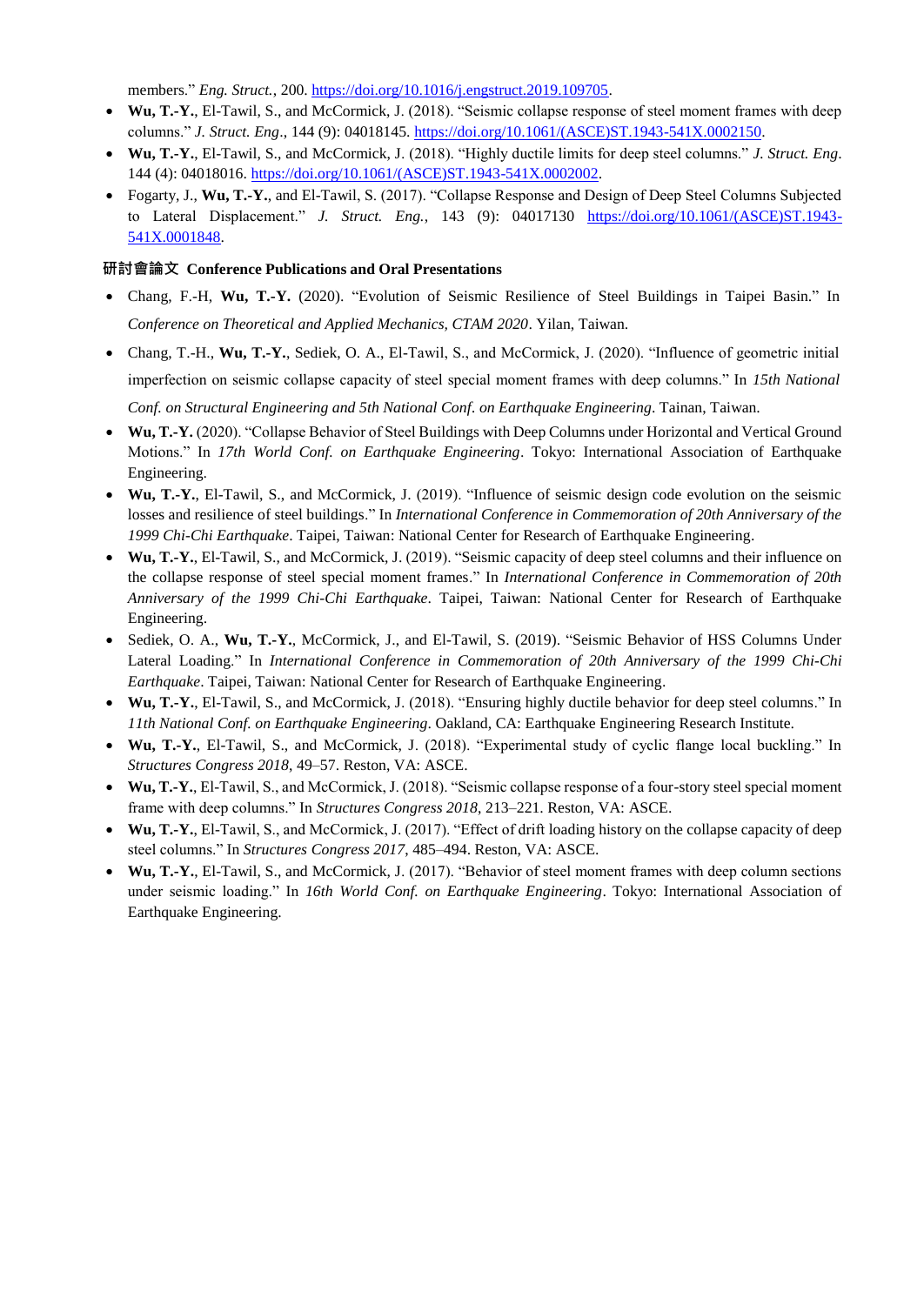members." *Eng. Struct.*, 200. https://doi.org/10.1016/j.engstruct.2019.109705.

- **Wu, T.-Y.**, El-Tawil, S., and McCormick, J. (2018). "Seismic collapse response of steel moment frames with deep columns." *J. Struct. Eng*., 144 (9): 04018145. https://doi.org/10.1061/(ASCE)ST.1943-541X.0002150.
- **Wu, T.-Y.**, El-Tawil, S., and McCormick, J. (2018). "Highly ductile limits for deep steel columns." *J. Struct. Eng*. 144 (4): 04018016. https://doi.org/10.1061/(ASCE)ST.1943-541X.0002002.
- Fogarty, J., **Wu, T.-Y.**, and El-Tawil, S. (2017). "Collapse Response and Design of Deep Steel Columns Subjected to Lateral Displacement." *J. Struct. Eng.*, 143 (9): 04017130 https://doi.org/10.1061/(ASCE)ST.1943-541X.0001848.

**研討會論文 Conference Publications and Oral Presentations**

- Chang, F.-H, **Wu, T.-Y.** (2020). "Evolution of Seismic Resilience of Steel Buildings in Taipei Basin." In *Conference on Theoretical and Applied Mechanics, CTAM 2020*. Yilan, Taiwan.
- Chang, T.-H., **Wu, T.-Y.**, Sediek, O. A., El-Tawil, S., and McCormick, J. (2020). "Influence of geometric initial imperfection on seismic collapse capacity of steel special moment frames with deep columns." In *15th National Conf. on Structural Engineering and 5th National Conf. on Earthquake Engineering*. Tainan, Taiwan.
- **Wu, T.-Y.** (2020). "Collapse Behavior of Steel Buildings with Deep Columns under Horizontal and Vertical Ground Motions." In *17th World Conf. on Earthquake Engineering*. Tokyo: International Association of Earthquake Engineering.
- **Wu, T.-Y.**, El-Tawil, S., and McCormick, J. (2019). "Influence of seismic design code evolution on the seismic losses and resilience of steel buildings." In *International Conference in Commemoration of 20th Anniversary of the 1999 Chi-Chi Earthquake*. Taipei, Taiwan: National Center for Research of Earthquake Engineering.
- **Wu, T.-Y.**, El-Tawil, S., and McCormick, J. (2019). "Seismic capacity of deep steel columns and their influence on the collapse response of steel special moment frames." In *International Conference in Commemoration of 20th Anniversary of the 1999 Chi-Chi Earthquake*. Taipei, Taiwan: National Center for Research of Earthquake Engineering.
- Sediek, O. A., **Wu, T.-Y.**, McCormick, J., and El-Tawil, S. (2019). "Seismic Behavior of HSS Columns Under Lateral Loading." In *International Conference in Commemoration of 20th Anniversary of the 1999 Chi-Chi Earthquake*. Taipei, Taiwan: National Center for Research of Earthquake Engineering.
- **Wu, T.-Y.**, El-Tawil, S., and McCormick, J. (2018). "Ensuring highly ductile behavior for deep steel columns." In *11th National Conf. on Earthquake Engineering*. Oakland, CA: Earthquake Engineering Research Institute.
- **Wu, T.-Y.**, El-Tawil, S., and McCormick, J. (2018). "Experimental study of cyclic flange local buckling." In *Structures Congress 2018*, 49–57. Reston, VA: ASCE.
- **Wu, T.-Y.**, El-Tawil, S., and McCormick, J. (2018). "Seismic collapse response of a four-story steel special moment frame with deep columns." In *Structures Congress 2018*, 213–221. Reston, VA: ASCE.
- **Wu, T.-Y.**, El-Tawil, S., and McCormick, J. (2017). "Effect of drift loading history on the collapse capacity of deep steel columns." In *Structures Congress 2017*, 485–494. Reston, VA: ASCE.
- **Wu, T.-Y.**, El-Tawil, S., and McCormick, J. (2017). "Behavior of steel moment frames with deep column sections under seismic loading." In *16th World Conf. on Earthquake Engineering*. Tokyo: International Association of Earthquake Engineering.